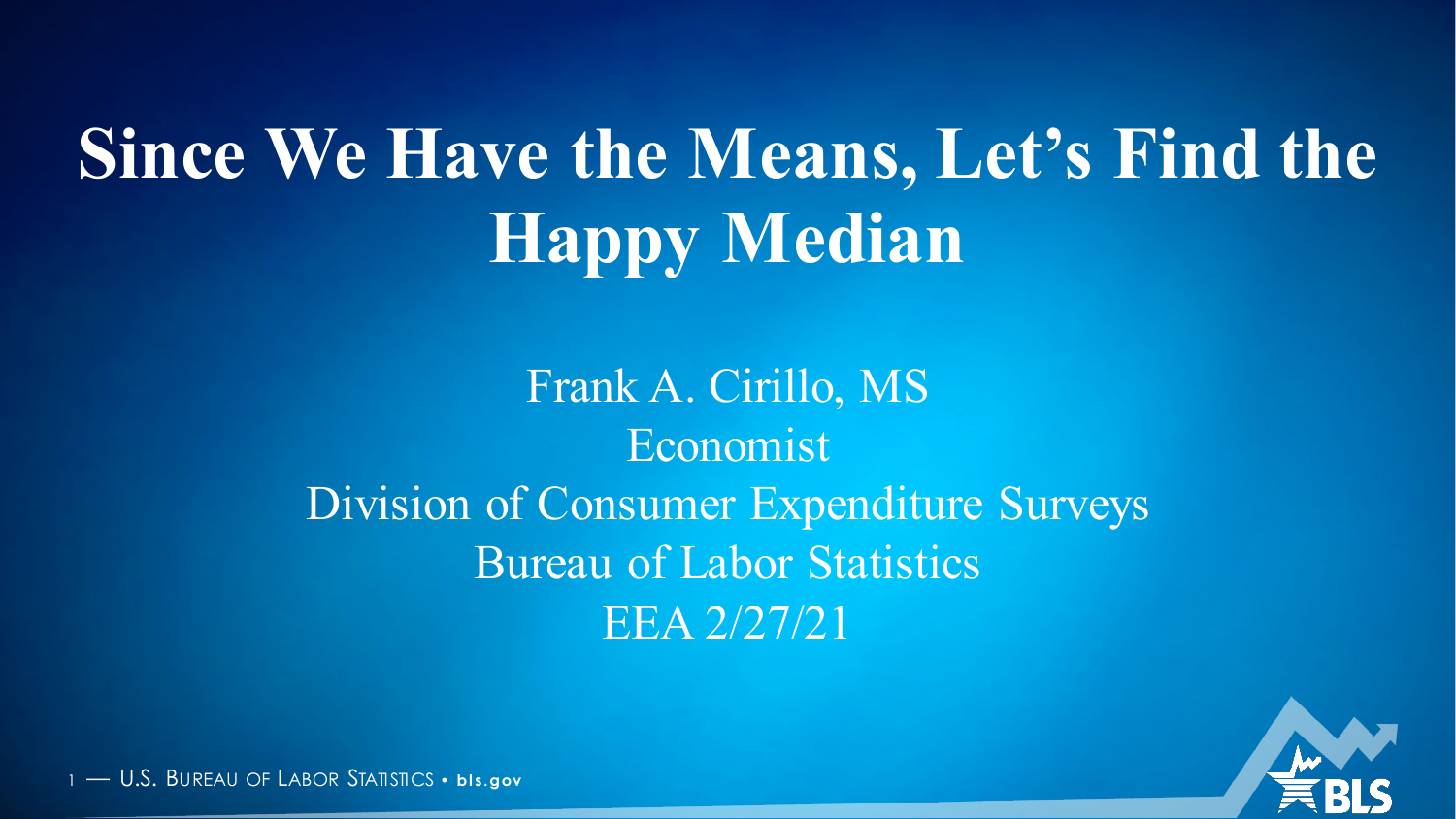# Since We Have the Means, Let's Find the Happy Median

Frank A. Cirillo, MS

Economist

Division of Consumer Expenditure Surveys

Bureau of Labor Statistics

EEA 2/27/21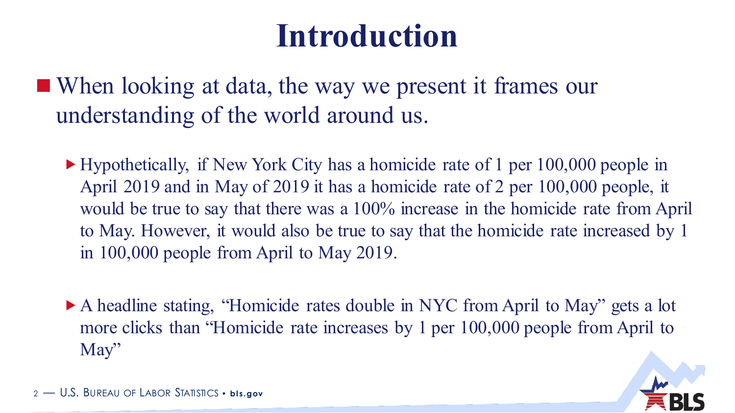# Introduction

- When looking at data, the way we present it frames our understanding of the world around us.
  - Hypothetically, if New York City has a homicide rate of 1 per 100,000 people in April 2019 and in May of 2019 it has a homicide rate of 2 per 100,000 people, it would be true to say that there was a 100% increase in the homicide rate from April to May. However, it would also be true to say that the homicide rate increased by 1 in 100,000 people from April to May 2019.
  - A headline stating, "Homicide rates double in NYC from April to May" gets a lot more clicks than "Homicide rate increases by 1 per 100,000 people from April to May"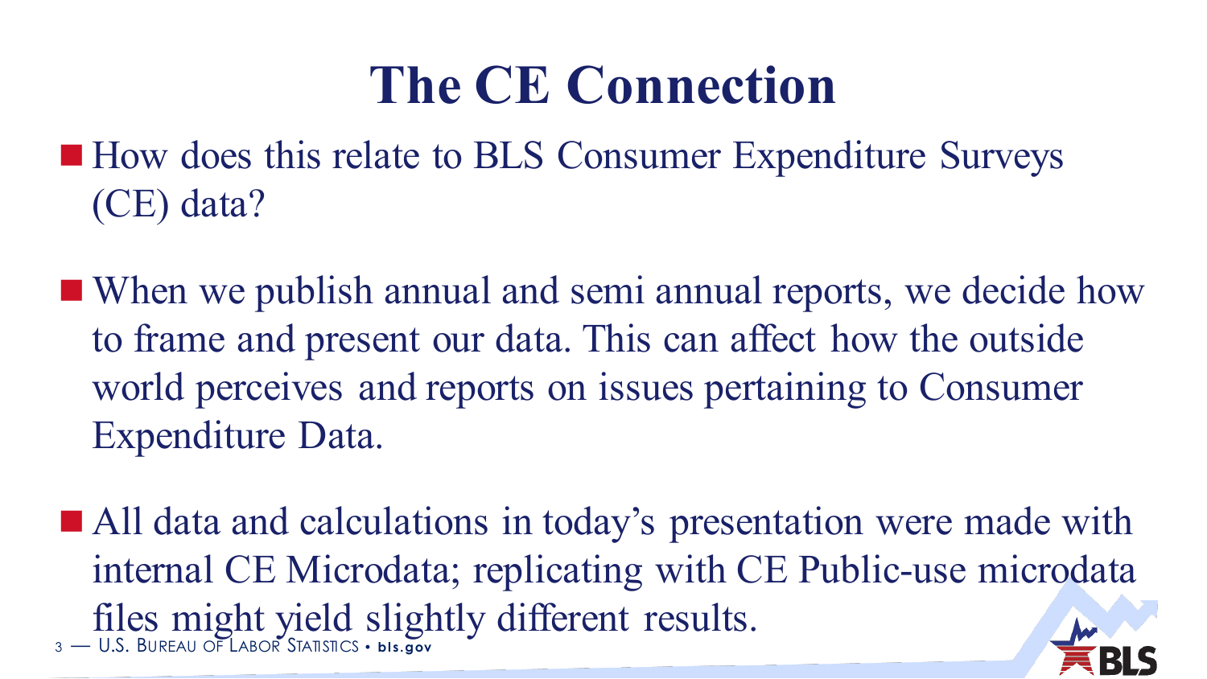# The CE Connection

- How does this relate to BLS Consumer Expenditure Surveys (CE) data?

- When we publish annual and semi annual reports, we decide how to frame and present our data. This can affect how the outside world perceives and reports on issues pertaining to Consumer Expenditure Data.

- All data and calculations in today's presentation were made with internal CE Microdata; replicating with CE Public-use microdata files might yield slightly different results.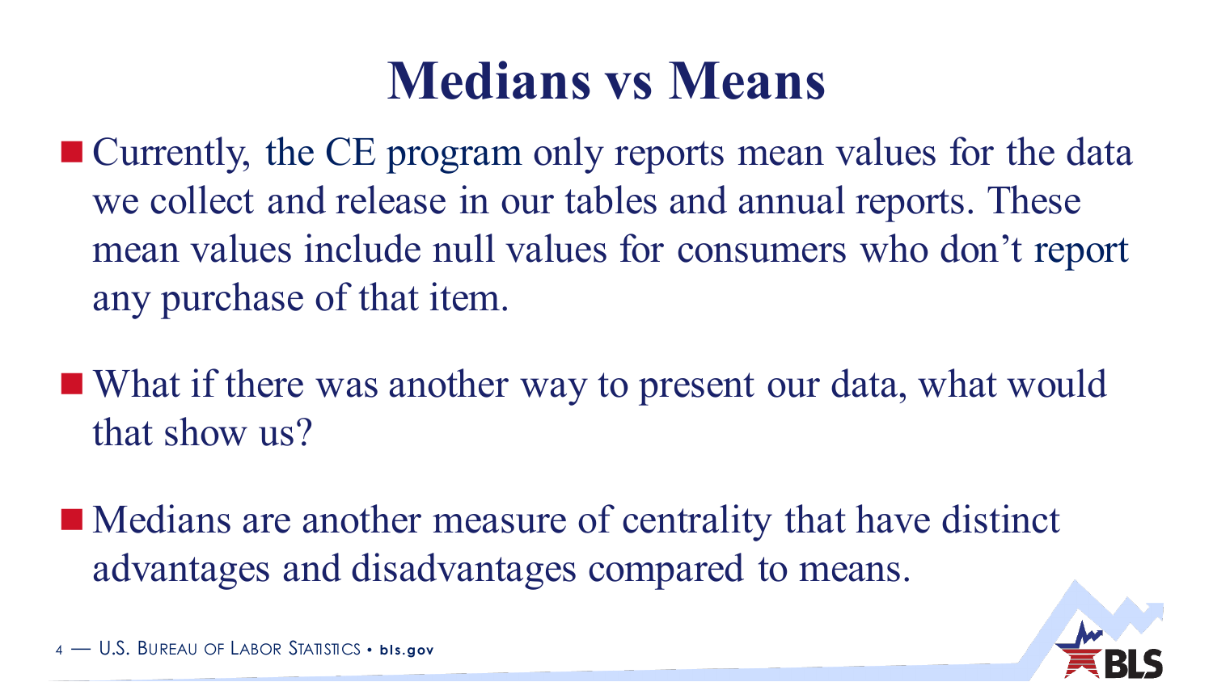# Medians vs Means

- Currently, the CE program only reports mean values for the data we collect and release in our tables and annual reports. These mean values include null values for consumers who don't report any purchase of that item.

- What if there was another way to present our data, what would that show us?

- Medians are another measure of centrality that have distinct advantages and disadvantages compared to means.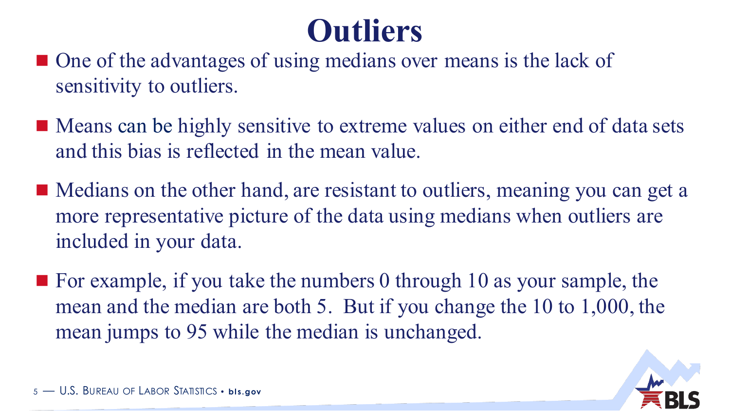# Outliers

- One of the advantages of using medians over means is the lack of sensitivity to outliers.
- Means can be highly sensitive to extreme values on either end of data sets and this bias is reflected in the mean value.
- Medians on the other hand, are resistant to outliers, meaning you can get a more representative picture of the data using medians when outliers are included in your data.
- For example, if you take the numbers 0 through 10 as your sample, the mean and the median are both 5. But if you change the 10 to 1,000, the mean jumps to 95 while the median is unchanged.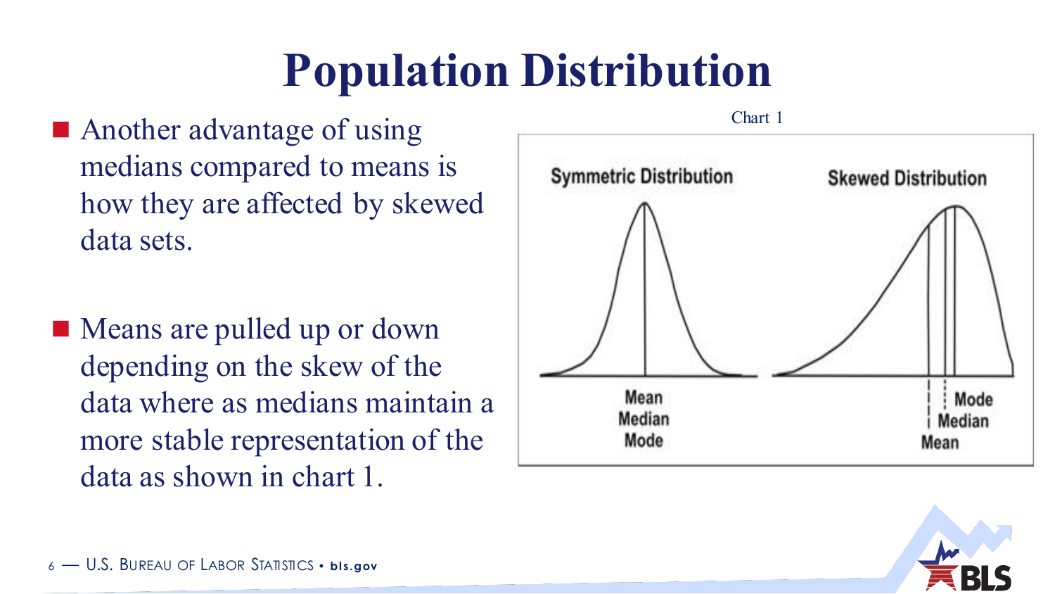# Population Distribution

- Another advantage of using medians compared to means is how they are affected by skewed data sets.
- Means are pulled up or down depending on the skew of the data where as medians maintain a more stable representation of the data as shown in chart 1.

Chart 1

Symmetric Distribution

Mean
Median
Mode

Skewed Distribution

Mode
Median
Mean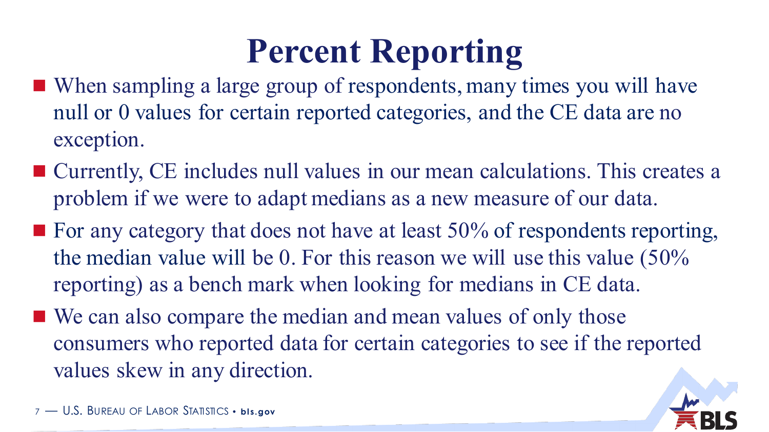# Percent Reporting

- When sampling a large group of respondents, many times you will have null or 0 values for certain reported categories, and the CE data are no exception.
- Currently, CE includes null values in our mean calculations. This creates a problem if we were to adapt medians as a new measure of our data.
- For any category that does not have at least 50% of respondents reporting, the median value will be 0. For this reason we will use this value (50% reporting) as a bench mark when looking for medians in CE data.
- We can also compare the median and mean values of only those consumers who reported data for certain categories to see if the reported values skew in any direction.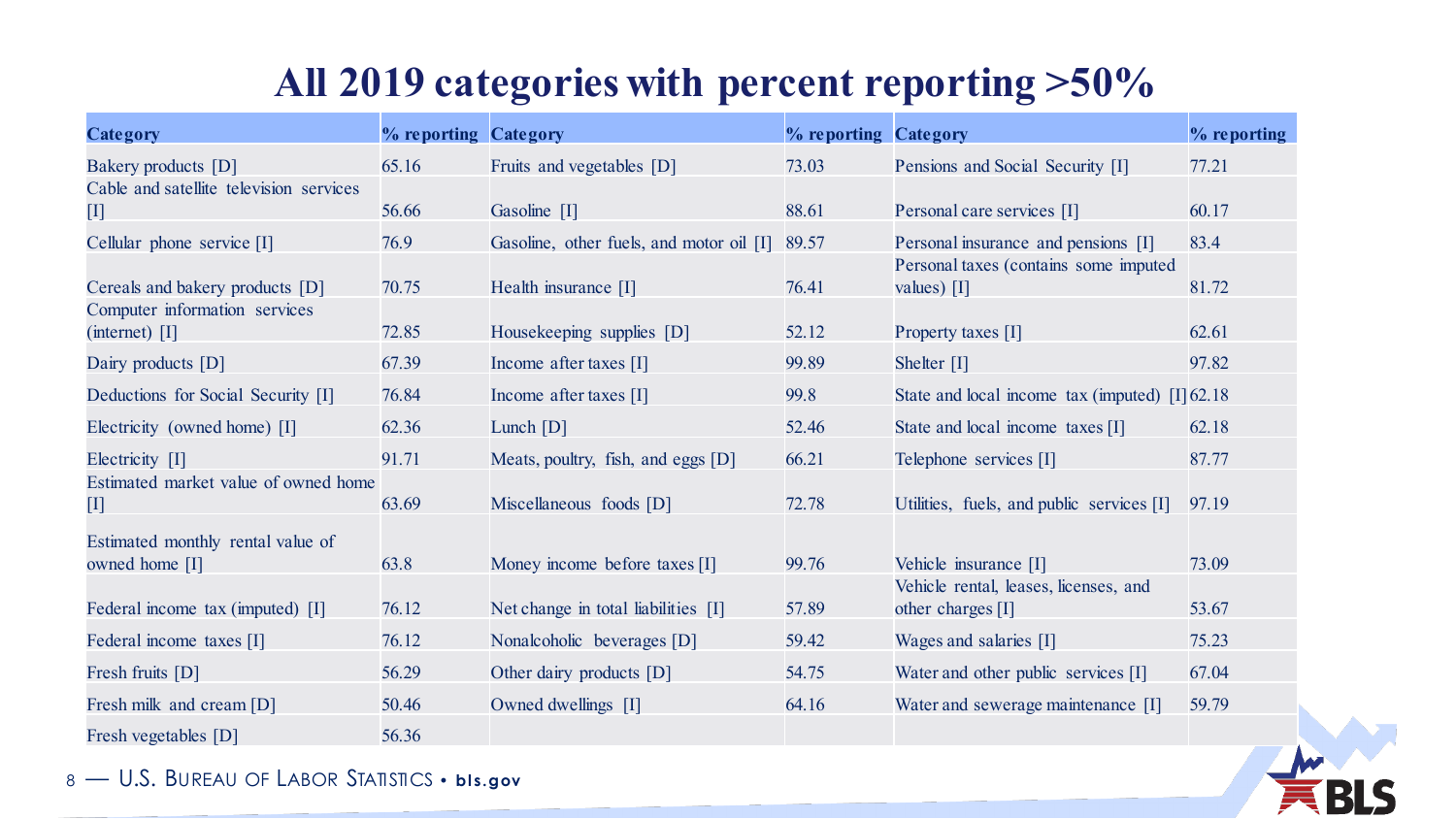# All 2019 categories with percent reporting >50%

| Category | % reporting | Category | % reporting | Category | % reporting |
|---|---|---|---|---|---|
| Bakery products [D] | 65.16 | Fruits and vegetables [D] | 73.03 | Pensions and Social Security [I] | 77.21 |
| Cable and satellite television services [I] | 56.66 | Gasoline [I] | 88.61 | Personal care services [I] | 60.17 |
| Cellular phone service [I] | 76.9 | Gasoline, other fuels, and motor oil [I] | 89.57 | Personal insurance and pensions [I] | 83.4 |
| Cereals and bakery products [D] | 70.75 | Health insurance [I] | 76.41 | Personal taxes (contains some imputed values) [I] | 81.72 |
| Computer information services (internet) [I] | 72.85 | Housekeeping supplies [D] | 52.12 | Property taxes [I] | 62.61 |
| Dairy products [D] | 67.39 | Income after taxes [I] | 99.89 | Shelter [I] | 97.82 |
| Deductions for Social Security [I] | 76.84 | Income after taxes [I] | 99.8 | State and local income tax (imputed) [I] | 62.18 |
| Electricity (owned home) [I] | 62.36 | Lunch [D] | 52.46 | State and local income taxes [I] | 62.18 |
| Electricity [I] | 91.71 | Meats, poultry, fish, and eggs [D] | 66.21 | Telephone services [I] | 87.77 |
| Estimated market value of owned home [I] | 63.69 | Miscellaneous foods [D] | 72.78 | Utilities, fuels, and public services [I] | 97.19 |
| Estimated monthly rental value of owned home [I] | 63.8 | Money income before taxes [I] | 99.76 | Vehicle insurance [I] | 73.09 |
| Federal income tax (imputed) [I] | 76.12 | Net change in total liabilities [I] | 57.89 | Vehicle rental, leases, licenses, and other charges [I] | 53.67 |
| Federal income taxes [I] | 76.12 | Nonalcoholic beverages [D] | 59.42 | Wages and salaries [I] | 75.23 |
| Fresh fruits [D] | 56.29 | Other dairy products [D] | 54.75 | Water and other public services [I] | 67.04 |
| Fresh milk and cream [D] | 50.46 | Owned dwellings [I] | 64.16 | Water and sewerage maintenance [I] | 59.79 |
| Fresh vegetables [D] | 56.36 | | | | |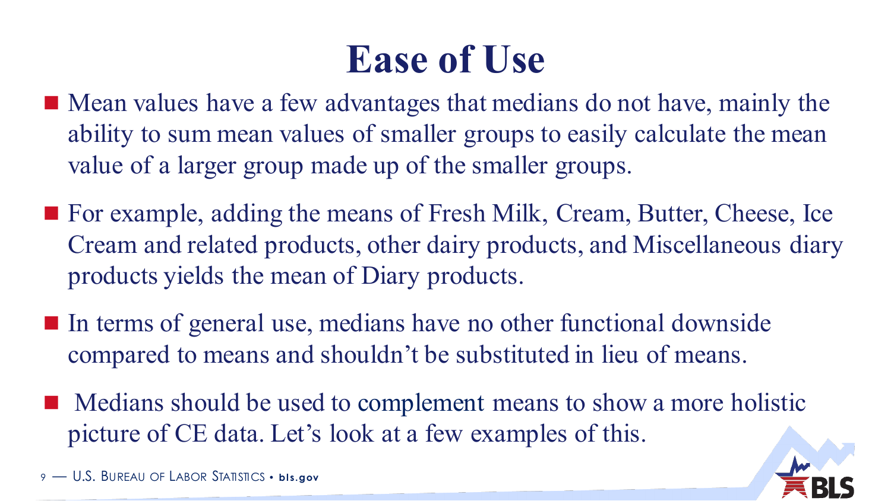# Ease of Use

- Mean values have a few advantages that medians do not have, mainly the ability to sum mean values of smaller groups to easily calculate the mean value of a larger group made up of the smaller groups.
- For example, adding the means of Fresh Milk, Cream, Butter, Cheese, Ice Cream and related products, other dairy products, and Miscellaneous diary products yields the mean of Diary products.
- In terms of general use, medians have no other functional downside compared to means and shouldn't be substituted in lieu of means.
- Medians should be used to complement means to show a more holistic picture of CE data. Let's look at a few examples of this.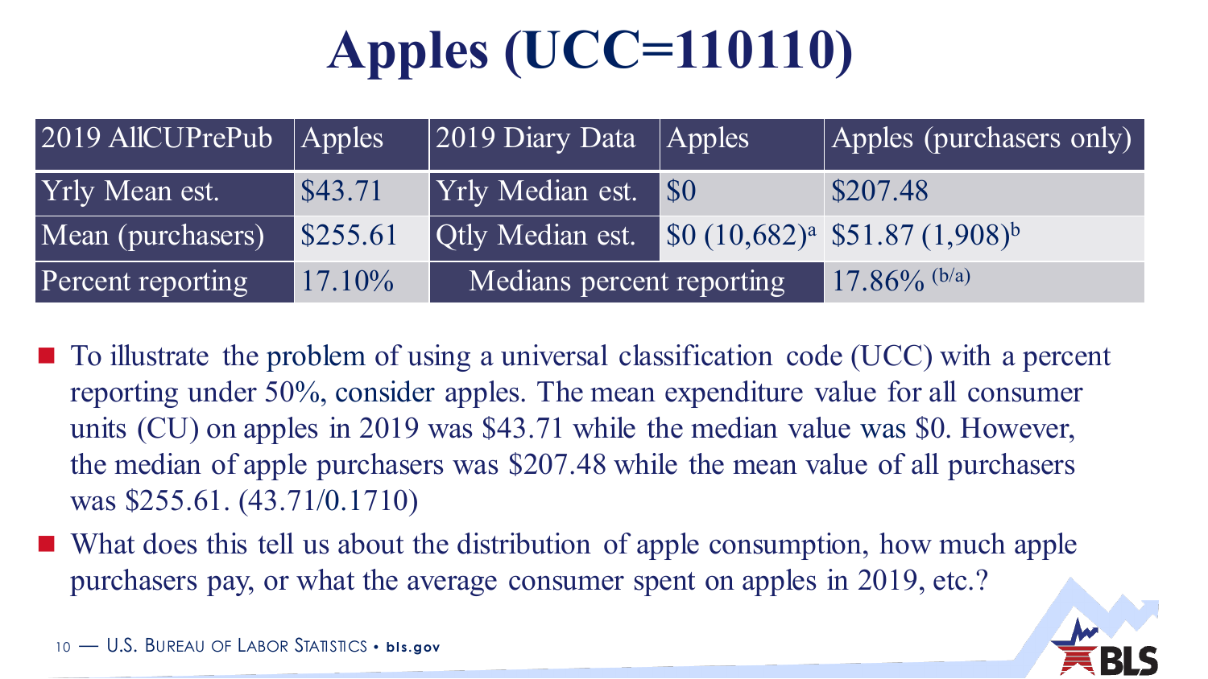# Apples (UCC=110110)

| 2019 AllCUPrePub | Apples | 2019 Diary Data | Apples | Apples (purchasers only) |
|---|---|---|---|---|
| Yrly Mean est. | $43.71 | Yrly Median est. | $0 | $207.48 |
| Mean (purchasers) | $255.61 | Qtly Median est. | $0 (10,682)[a] | $51.87 (1,908)[b] |
| Percent reporting | 17.10% | Medians percent reporting | | 17.86% (b/a) |

- To illustrate the problem of using a universal classification code (UCC) with a percent reporting under 50%, consider apples. The mean expenditure value for all consumer units (CU) on apples in 2019 was $43.71 while the median value was $0. However, the median of apple purchasers was $207.48 while the mean value of all purchasers was $255.61. (43.71/0.1710)
- What does this tell us about the distribution of apple consumption, how much apple purchasers pay, or what the average consumer spent on apples in 2019, etc.?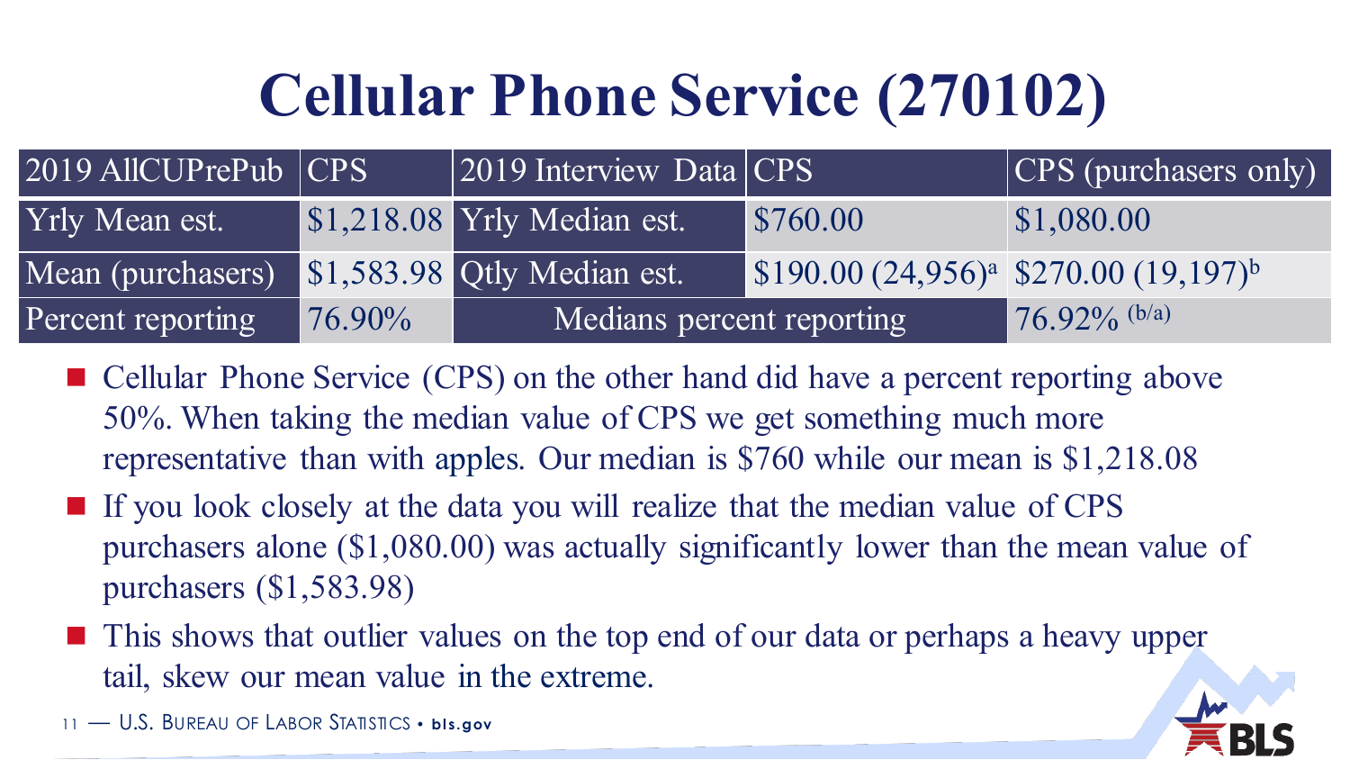# Cellular Phone Service (270102)

| 2019 AllCUPrePub | CPS | 2019 Interview Data | CPS | CPS (purchasers only) |
|---|---|---|---|---|
| Yrly Mean est. | $1,218.08 | Yrly Median est. | $760.00 | $1,080.00 |
| Mean (purchasers) | $1,583.98 | Qtly Median est. | $190.00 (24,956)[a] | $270.00 (19,197)[b] |
| Percent reporting | 76.90% | Medians percent reporting | | 76.92% (b/a) |

- Cellular Phone Service (CPS) on the other hand did have a percent reporting above 50%. When taking the median value of CPS we get something much more representative than with apples. Our median is $760 while our mean is $1,218.08
- If you look closely at the data you will realize that the median value of CPS purchasers alone ($1,080.00) was actually significantly lower than the mean value of purchasers ($1,583.98)
- This shows that outlier values on the top end of our data or perhaps a heavy upper tail, skew our mean value in the extreme.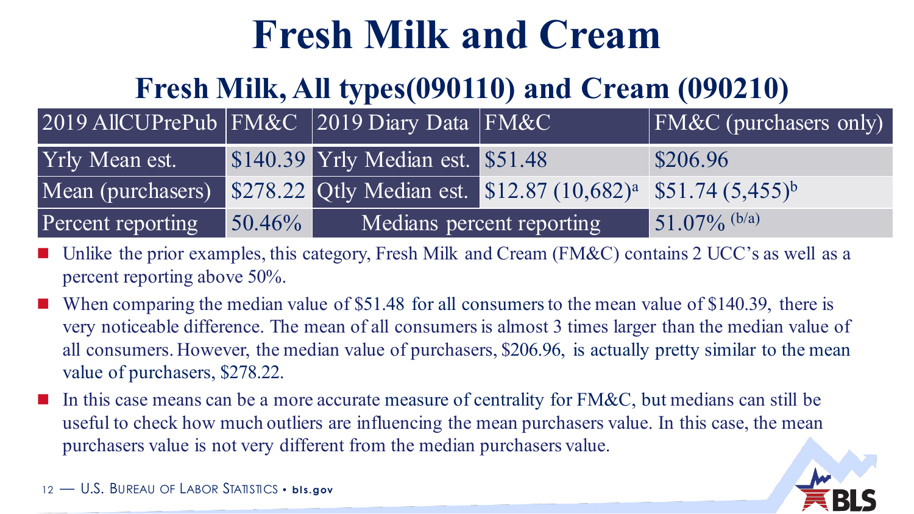# Fresh Milk and Cream

## Fresh Milk, All types(090110) and Cream (090210)

| 2019 AllCUPrePub | FM&C | 2019 Diary Data | FM&C | FM&C (purchasers only) |
|---|---|---|---|---|
| Yrly Mean est. | $140.39 | Yrly Median est. | $51.48 | $206.96 |
| Mean (purchasers) | $278.22 | Qtly Median est. | $12.87 (10,682)[a] | $51.74 (5,455)[b] |
| Percent reporting | 50.46% | Medians percent reporting | | 51.07% (b/a) |

- Unlike the prior examples, this category, Fresh Milk and Cream (FM&C) contains 2 UCC's as well as a percent reporting above 50%.
- When comparing the median value of $51.48 for all consumers to the mean value of $140.39, there is very noticeable difference. The mean of all consumers is almost 3 times larger than the median value of all consumers. However, the median value of purchasers, $206.96, is actually pretty similar to the mean value of purchasers, $278.22.
- In this case means can be a more accurate measure of centrality for FM&C, but medians can still be useful to check how much outliers are influencing the mean purchasers value. In this case, the mean purchasers value is not very different from the median purchasers value.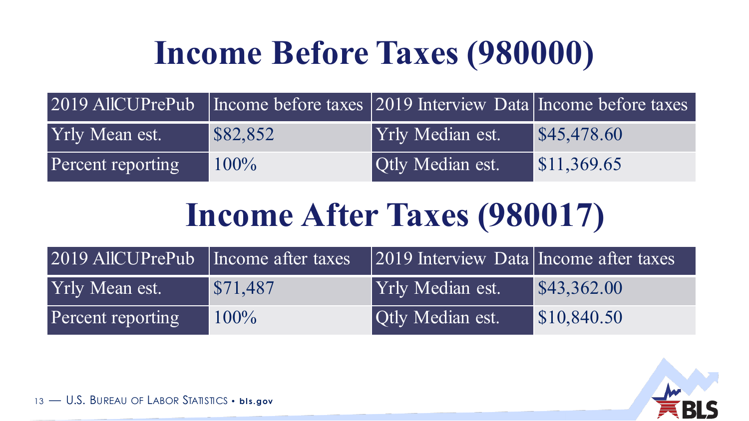# Income Before Taxes (980000)

| 2019 AllCUPrePub | Income before taxes | 2019 Interview Data | Income before taxes |
|---|---|---|---|
| Yrly Mean est. | $82,852 | Yrly Median est. | $45,478.60 |
| Percent reporting | 100% | Qtly Median est. | $11,369.65 |

# Income After Taxes (980017)

| 2019 AllCUPrePub | Income after taxes | 2019 Interview Data | Income after taxes |
|---|---|---|---|
| Yrly Mean est. | $71,487 | Yrly Median est. | $43,362.00 |
| Percent reporting | 100% | Qtly Median est. | $10,840.50 |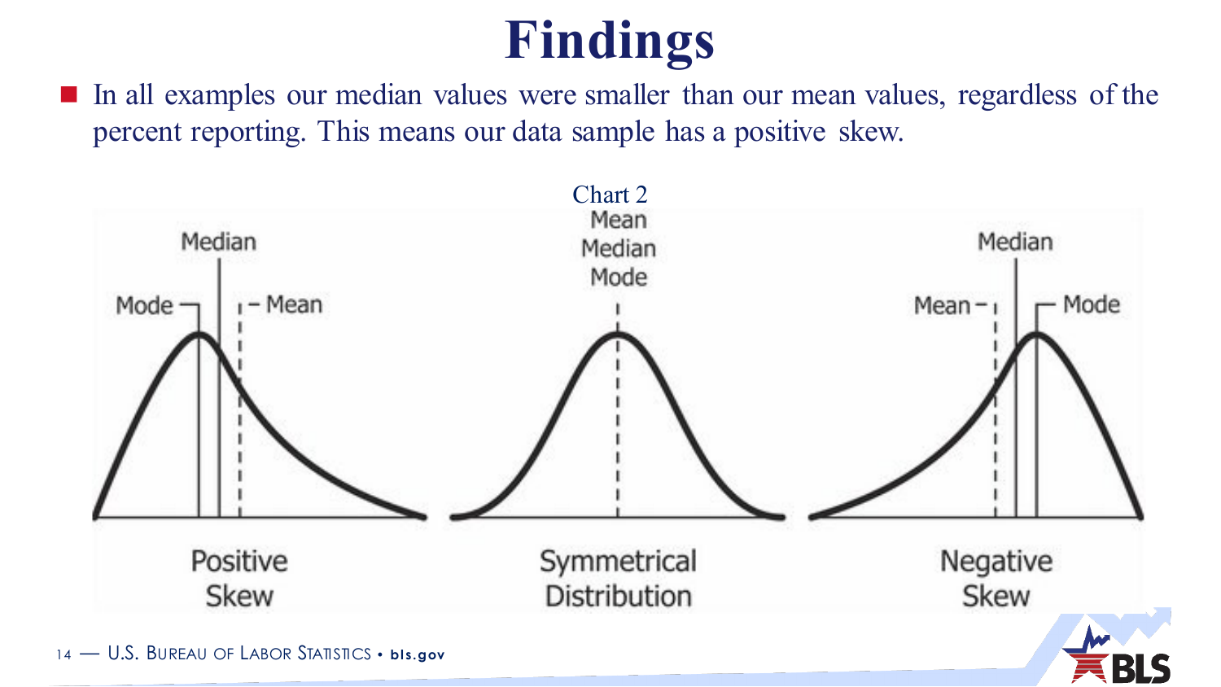# Findings

- In all examples our median values were smaller than our mean values, regardless of the percent reporting. This means our data sample has a positive skew.

Chart 2

Mode | Median | Mean — Positive Skew

Mean Median Mode — Symmetrical Distribution

Mean | Median | Mode — Negative Skew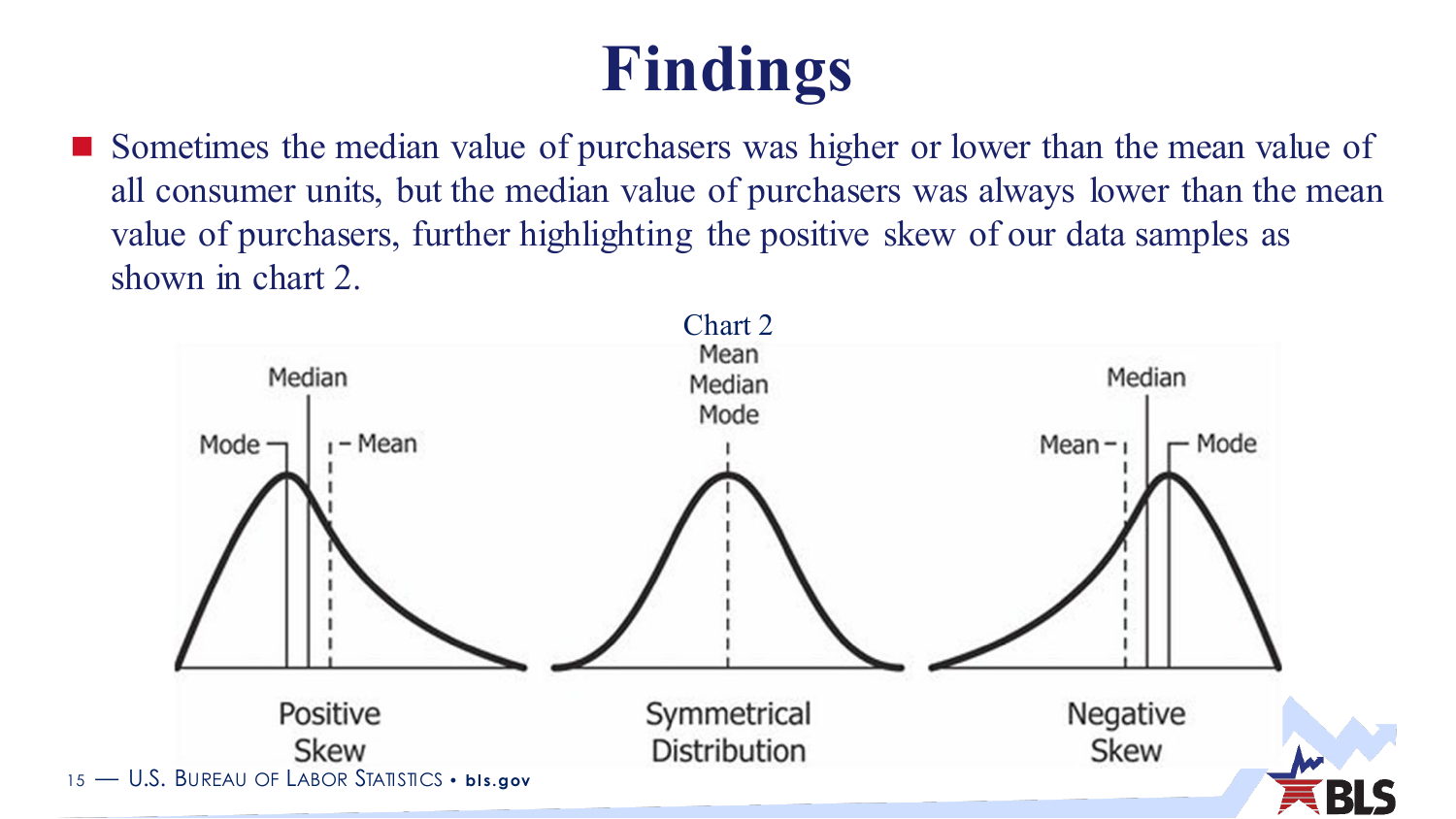# Findings

- Sometimes the median value of purchasers was higher or lower than the mean value of all consumer units, but the median value of purchasers was always lower than the mean value of purchasers, further highlighting the positive skew of our data samples as shown in chart 2.

Chart 2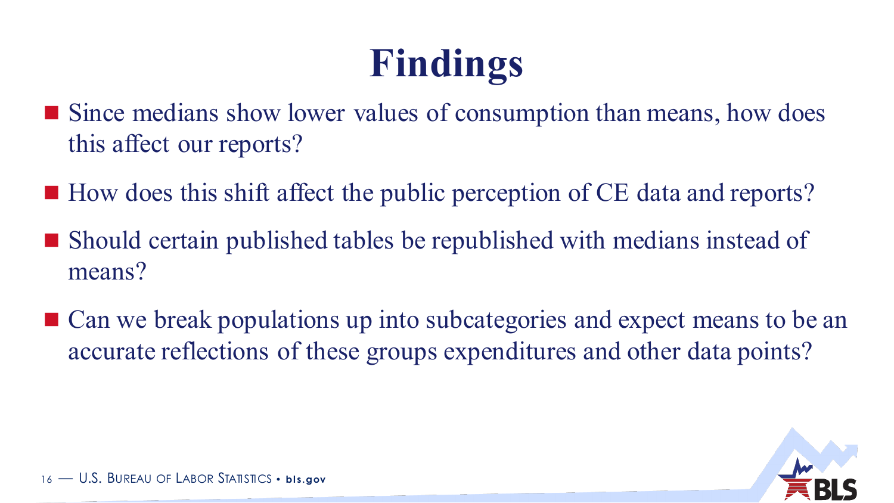# Findings

- Since medians show lower values of consumption than means, how does this affect our reports?
- How does this shift affect the public perception of CE data and reports?
- Should certain published tables be republished with medians instead of means?
- Can we break populations up into subcategories and expect means to be an accurate reflections of these groups expenditures and other data points?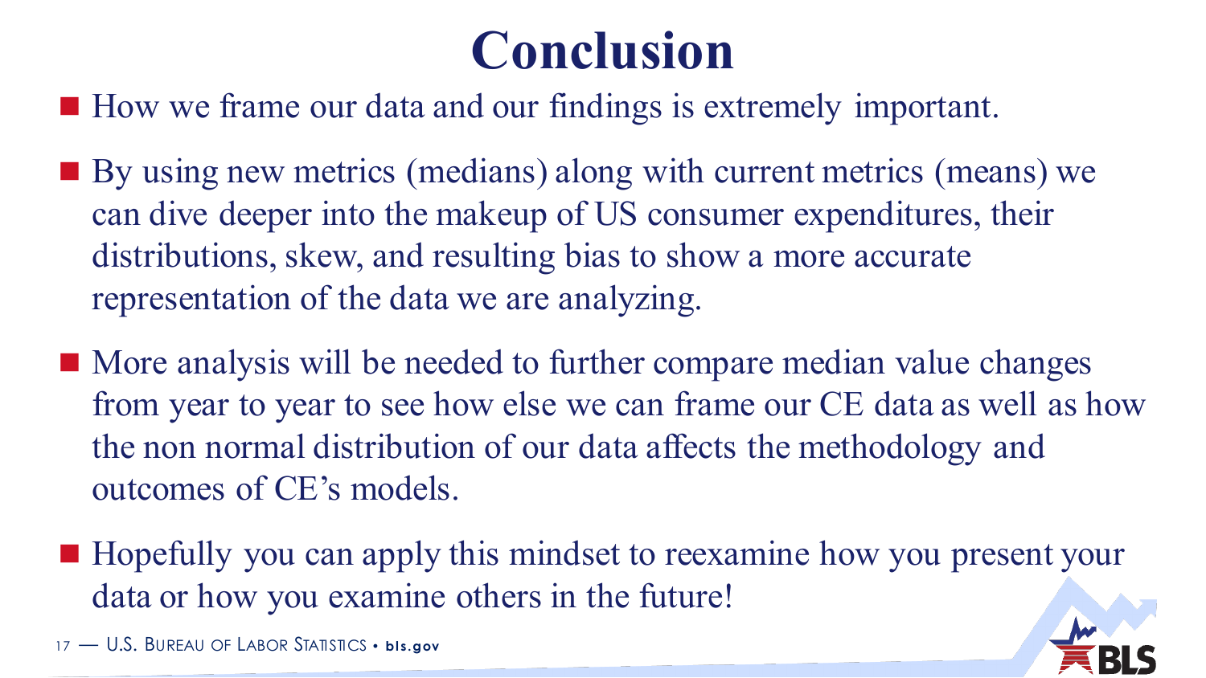# Conclusion

- How we frame our data and our findings is extremely important.
- By using new metrics (medians) along with current metrics (means) we can dive deeper into the makeup of US consumer expenditures, their distributions, skew, and resulting bias to show a more accurate representation of the data we are analyzing.
- More analysis will be needed to further compare median value changes from year to year to see how else we can frame our CE data as well as how the non normal distribution of our data affects the methodology and outcomes of CE's models.
- Hopefully you can apply this mindset to reexamine how you present your data or how you examine others in the future!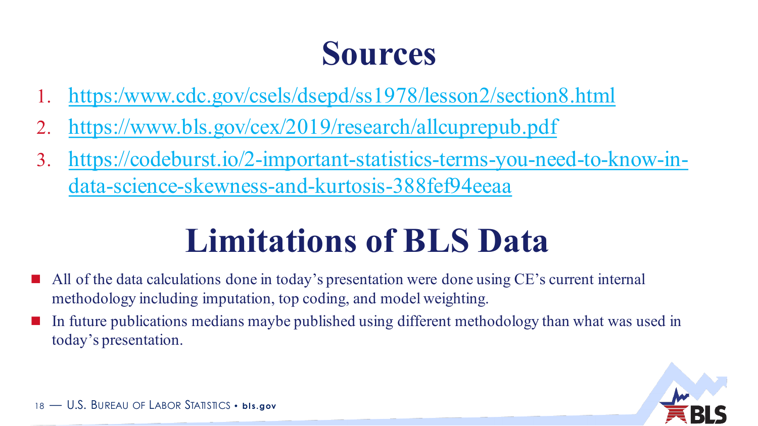# Sources

1. https:/www.cdc.gov/csels/dsepd/ss1978/lesson2/section8.html
2. https://www.bls.gov/cex/2019/research/allcuprepub.pdf
3. https://codeburst.io/2-important-statistics-terms-you-need-to-know-in-data-science-skewness-and-kurtosis-388fef94eeaa

# Limitations of BLS Data

- All of the data calculations done in today's presentation were done using CE's current internal methodology including imputation, top coding, and model weighting.
- In future publications medians maybe published using different methodology than what was used in today's presentation.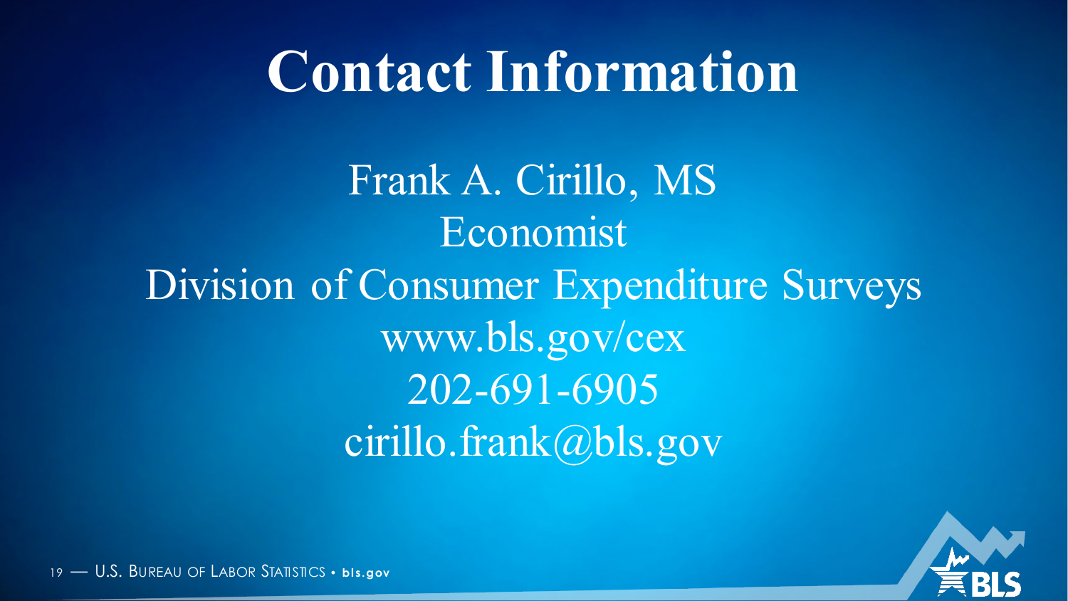# Contact Information

Frank A. Cirillo, MS
Economist
Division of Consumer Expenditure Surveys
www.bls.gov/cex
202-691-6905
cirillo.frank@bls.gov